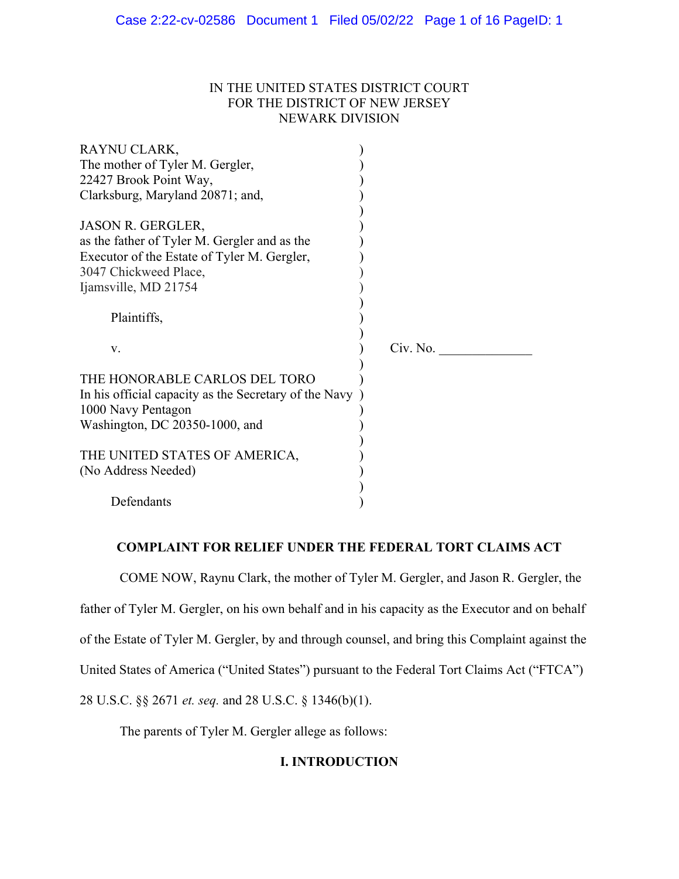IN THE UNITED STATES DISTRICT COURT
FOR THE DISTRICT OF NEW JERSEY
NEWARK DIVISION

RAYNU CLARK,
The mother of Tyler M. Gergler,
22427 Brook Point Way,
Clarksburg, Maryland 20871; and,

JASON R. GERGLER,
as the father of Tyler M. Gergler and as the Executor of the Estate of Tyler M. Gergler,
3047 Chickweed Place,
Ijamsville, MD 21754

Plaintiffs,

v.

THE HONORABLE CARLOS DEL TORO
In his official capacity as the Secretary of the Navy
1000 Navy Pentagon
Washington, DC 20350-1000, and

THE UNITED STATES OF AMERICA,
(No Address Needed)

Defendants

Civ. No. ______________

**COMPLAINT FOR RELIEF UNDER THE FEDERAL TORT CLAIMS ACT**

COME NOW, Raynu Clark, the mother of Tyler M. Gergler, and Jason R. Gergler, the father of Tyler M. Gergler, on his own behalf and in his capacity as the Executor and on behalf of the Estate of Tyler M. Gergler, by and through counsel, and bring this Complaint against the United States of America ("United States") pursuant to the Federal Tort Claims Act ("FTCA") 28 U.S.C. §§ 2671 *et. seq.* and 28 U.S.C. § 1346(b)(1).

The parents of Tyler M. Gergler allege as follows:

## I. INTRODUCTION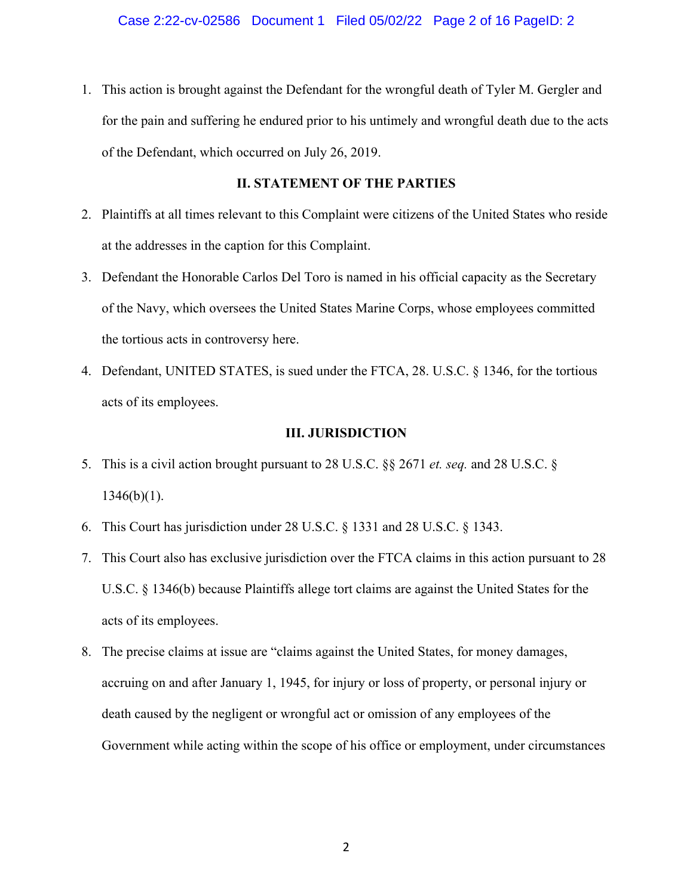1. This action is brought against the Defendant for the wrongful death of Tyler M. Gergler and for the pain and suffering he endured prior to his untimely and wrongful death due to the acts of the Defendant, which occurred on July 26, 2019.

## II. STATEMENT OF THE PARTIES

2. Plaintiffs at all times relevant to this Complaint were citizens of the United States who reside at the addresses in the caption for this Complaint.

3. Defendant the Honorable Carlos Del Toro is named in his official capacity as the Secretary of the Navy, which oversees the United States Marine Corps, whose employees committed the tortious acts in controversy here.

4. Defendant, UNITED STATES, is sued under the FTCA, 28. U.S.C. § 1346, for the tortious acts of its employees.

## III. JURISDICTION

5. This is a civil action brought pursuant to 28 U.S.C. §§ 2671 *et. seq.* and 28 U.S.C. § 1346(b)(1).

6. This Court has jurisdiction under 28 U.S.C. § 1331 and 28 U.S.C. § 1343.

7. This Court also has exclusive jurisdiction over the FTCA claims in this action pursuant to 28 U.S.C. § 1346(b) because Plaintiffs allege tort claims are against the United States for the acts of its employees.

8. The precise claims at issue are "claims against the United States, for money damages, accruing on and after January 1, 1945, for injury or loss of property, or personal injury or death caused by the negligent or wrongful act or omission of any employees of the Government while acting within the scope of his office or employment, under circumstances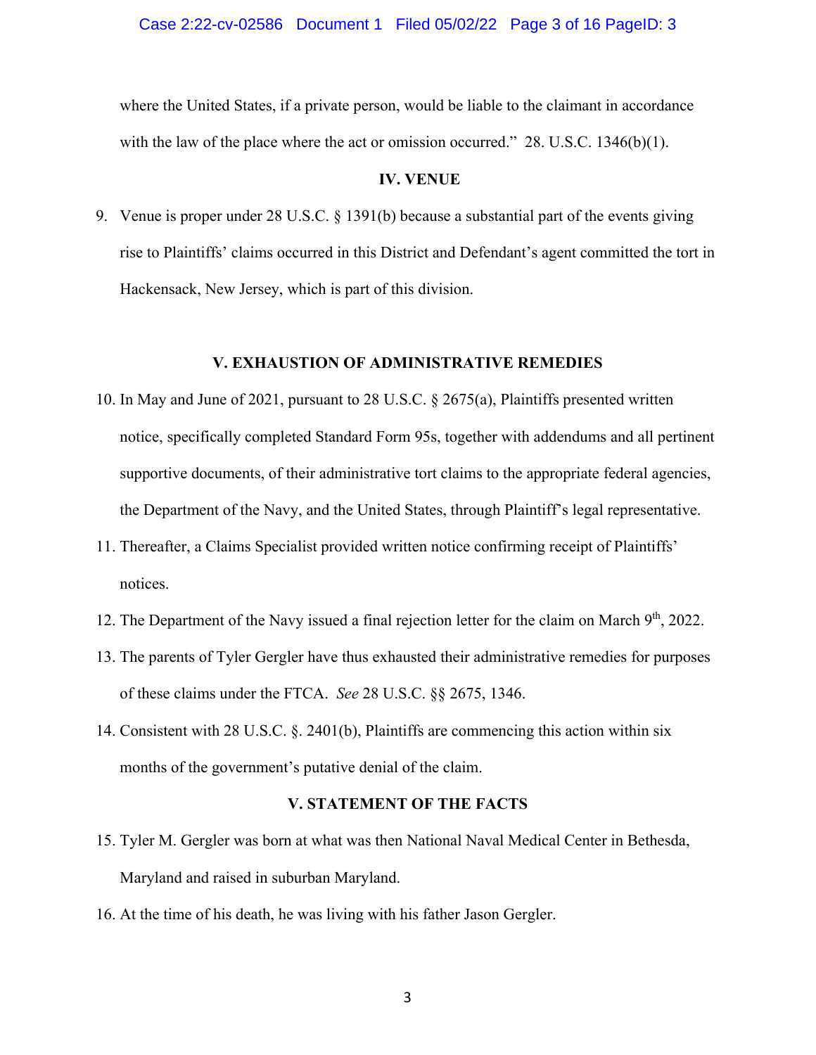where the United States, if a private person, would be liable to the claimant in accordance with the law of the place where the act or omission occurred." 28. U.S.C. 1346(b)(1).

## IV. VENUE

9. Venue is proper under 28 U.S.C. § 1391(b) because a substantial part of the events giving rise to Plaintiffs' claims occurred in this District and Defendant's agent committed the tort in Hackensack, New Jersey, which is part of this division.

## V. EXHAUSTION OF ADMINISTRATIVE REMEDIES

10. In May and June of 2021, pursuant to 28 U.S.C. § 2675(a), Plaintiffs presented written notice, specifically completed Standard Form 95s, together with addendums and all pertinent supportive documents, of their administrative tort claims to the appropriate federal agencies, the Department of the Navy, and the United States, through Plaintiff's legal representative.
11. Thereafter, a Claims Specialist provided written notice confirming receipt of Plaintiffs' notices.
12. The Department of the Navy issued a final rejection letter for the claim on March 9th, 2022.
13. The parents of Tyler Gergler have thus exhausted their administrative remedies for purposes of these claims under the FTCA. *See* 28 U.S.C. §§ 2675, 1346.
14. Consistent with 28 U.S.C. §. 2401(b), Plaintiffs are commencing this action within six months of the government's putative denial of the claim.

## V. STATEMENT OF THE FACTS

15. Tyler M. Gergler was born at what was then National Naval Medical Center in Bethesda, Maryland and raised in suburban Maryland.
16. At the time of his death, he was living with his father Jason Gergler.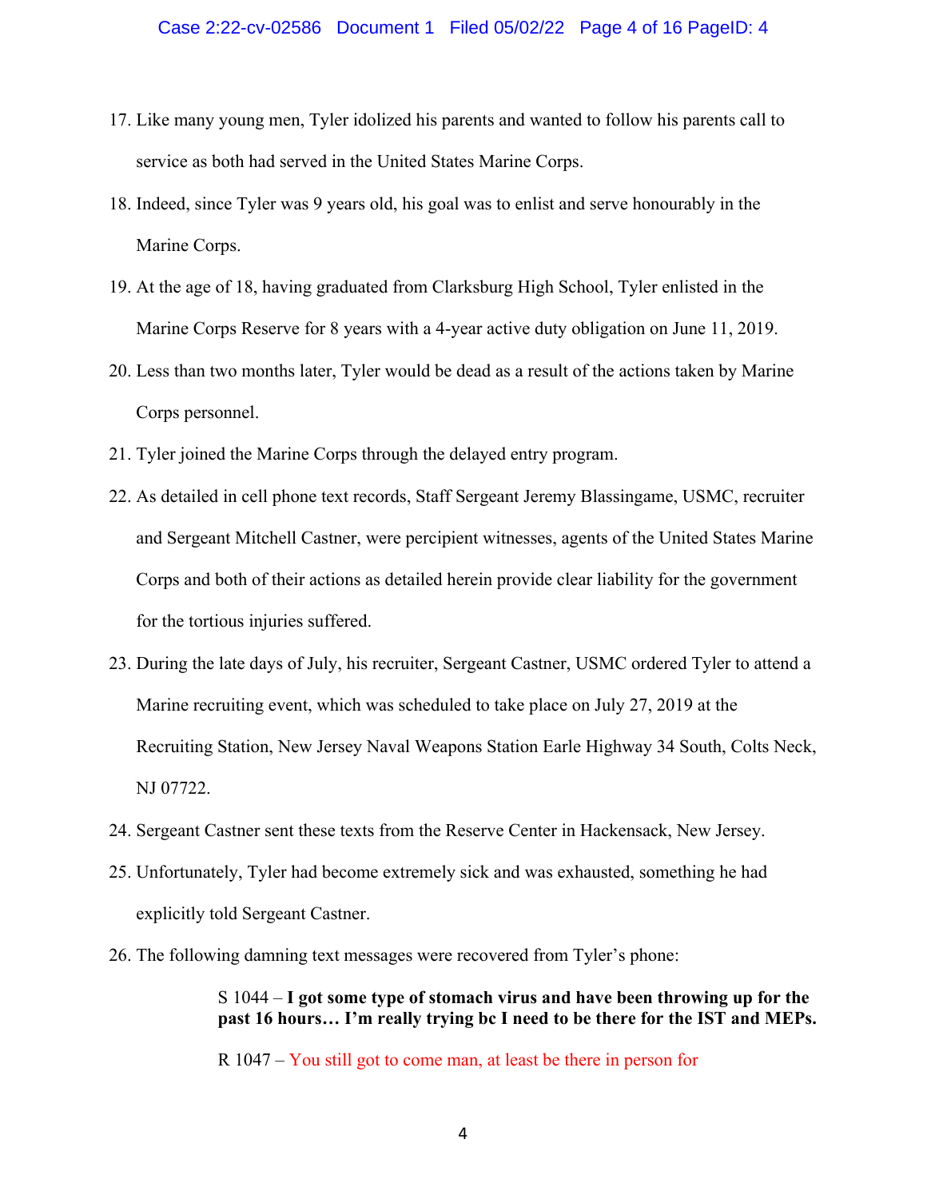17. Like many young men, Tyler idolized his parents and wanted to follow his parents call to service as both had served in the United States Marine Corps.
18. Indeed, since Tyler was 9 years old, his goal was to enlist and serve honourably in the Marine Corps.
19. At the age of 18, having graduated from Clarksburg High School, Tyler enlisted in the Marine Corps Reserve for 8 years with a 4-year active duty obligation on June 11, 2019.
20. Less than two months later, Tyler would be dead as a result of the actions taken by Marine Corps personnel.
21. Tyler joined the Marine Corps through the delayed entry program.
22. As detailed in cell phone text records, Staff Sergeant Jeremy Blassingame, USMC, recruiter and Sergeant Mitchell Castner, were percipient witnesses, agents of the United States Marine Corps and both of their actions as detailed herein provide clear liability for the government for the tortious injuries suffered.
23. During the late days of July, his recruiter, Sergeant Castner, USMC ordered Tyler to attend a Marine recruiting event, which was scheduled to take place on July 27, 2019 at the Recruiting Station, New Jersey Naval Weapons Station Earle Highway 34 South, Colts Neck, NJ 07722.
24. Sergeant Castner sent these texts from the Reserve Center in Hackensack, New Jersey.
25. Unfortunately, Tyler had become extremely sick and was exhausted, something he had explicitly told Sergeant Castner.
26. The following damning text messages were recovered from Tyler's phone:

> S 1044 – **I got some type of stomach virus and have been throwing up for the past 16 hours… I'm really trying bc I need to be there for the IST and MEPs.**
>
> R 1047 – You still got to come man, at least be there in person for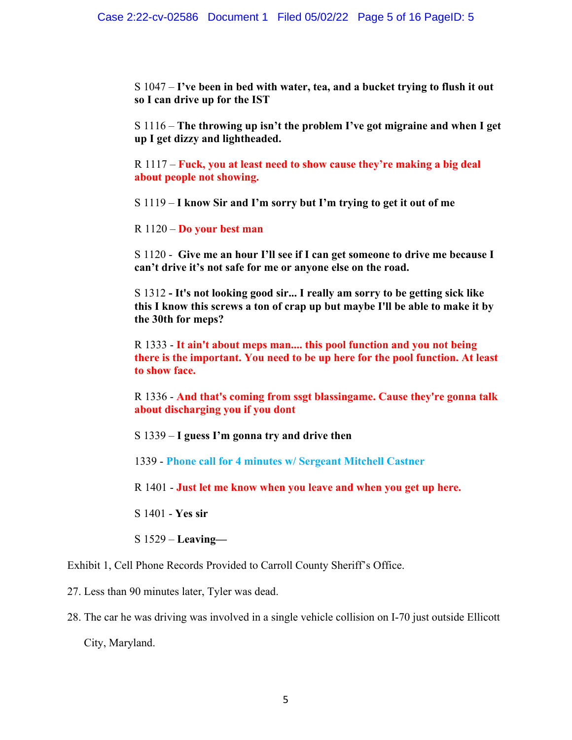S 1047 – **I've been in bed with water, tea, and a bucket trying to flush it out so I can drive up for the IST**

S 1116 – **The throwing up isn't the problem I've got migraine and when I get up I get dizzy and lightheaded.**

R 1117 – **Fuck, you at least need to show cause they're making a big deal about people not showing.**

S 1119 – **I know Sir and I'm sorry but I'm trying to get it out of me**

R 1120 – **Do your best man**

S 1120 - **Give me an hour I'll see if I can get someone to drive me because I can't drive it's not safe for me or anyone else on the road.**

S 1312 **- It's not looking good sir... I really am sorry to be getting sick like this I know this screws a ton of crap up but maybe I'll be able to make it by the 30th for meps?**

R 1333 - **It ain't about meps man.... this pool function and you not being there is the important. You need to be up here for the pool function. At least to show face.**

R 1336 - **And that's coming from ssgt blassingame. Cause they're gonna talk about discharging you if you dont**

S 1339 – **I guess I'm gonna try and drive then**

1339 - **Phone call for 4 minutes w/ Sergeant Mitchell Castner**

R 1401 - **Just let me know when you leave and when you get up here.**

S 1401 - **Yes sir**

S 1529 – **Leaving—**

Exhibit 1, Cell Phone Records Provided to Carroll County Sheriff's Office.

27. Less than 90 minutes later, Tyler was dead.

28. The car he was driving was involved in a single vehicle collision on I-70 just outside Ellicott City, Maryland.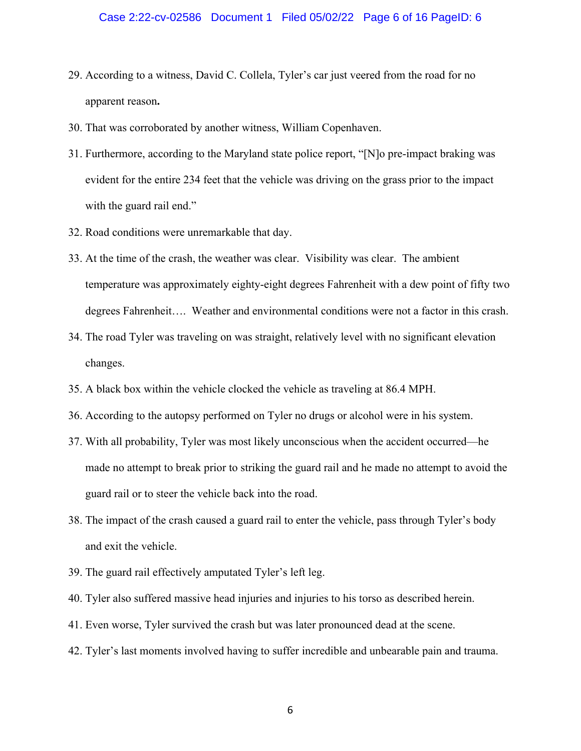29. According to a witness, David C. Collela, Tyler's car just veered from the road for no apparent reason**.**

30. That was corroborated by another witness, William Copenhaven.

31. Furthermore, according to the Maryland state police report, "[N]o pre-impact braking was evident for the entire 234 feet that the vehicle was driving on the grass prior to the impact with the guard rail end."

32. Road conditions were unremarkable that day.

33. At the time of the crash, the weather was clear. Visibility was clear. The ambient temperature was approximately eighty-eight degrees Fahrenheit with a dew point of fifty two degrees Fahrenheit…. Weather and environmental conditions were not a factor in this crash.

34. The road Tyler was traveling on was straight, relatively level with no significant elevation changes.

35. A black box within the vehicle clocked the vehicle as traveling at 86.4 MPH.

36. According to the autopsy performed on Tyler no drugs or alcohol were in his system.

37. With all probability, Tyler was most likely unconscious when the accident occurred—he made no attempt to break prior to striking the guard rail and he made no attempt to avoid the guard rail or to steer the vehicle back into the road.

38. The impact of the crash caused a guard rail to enter the vehicle, pass through Tyler's body and exit the vehicle.

39. The guard rail effectively amputated Tyler's left leg.

40. Tyler also suffered massive head injuries and injuries to his torso as described herein.

41. Even worse, Tyler survived the crash but was later pronounced dead at the scene.

42. Tyler's last moments involved having to suffer incredible and unbearable pain and trauma.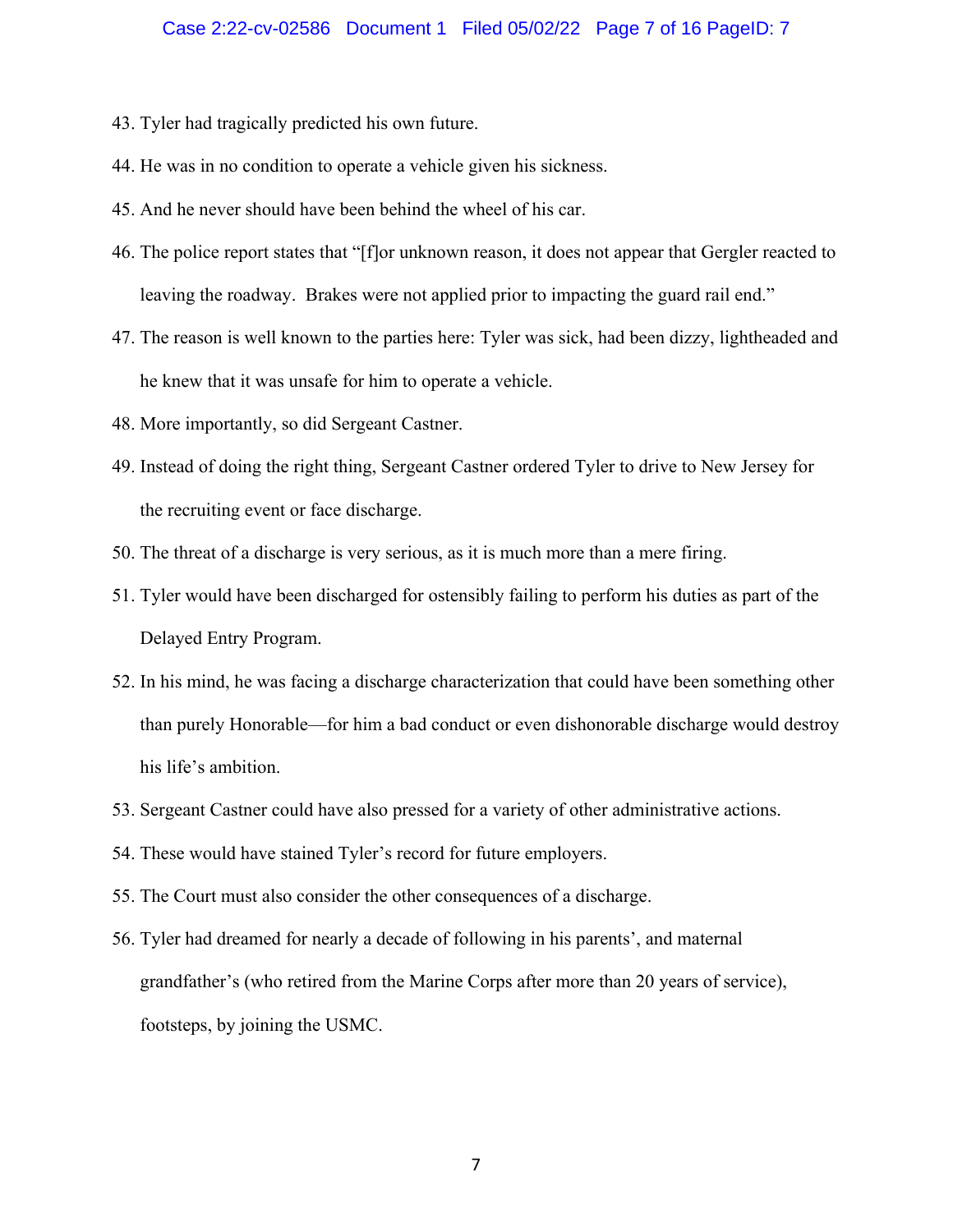43. Tyler had tragically predicted his own future.
44. He was in no condition to operate a vehicle given his sickness.
45. And he never should have been behind the wheel of his car.
46. The police report states that "[f]or unknown reason, it does not appear that Gergler reacted to leaving the roadway. Brakes were not applied prior to impacting the guard rail end."
47. The reason is well known to the parties here: Tyler was sick, had been dizzy, lightheaded and he knew that it was unsafe for him to operate a vehicle.
48. More importantly, so did Sergeant Castner.
49. Instead of doing the right thing, Sergeant Castner ordered Tyler to drive to New Jersey for the recruiting event or face discharge.
50. The threat of a discharge is very serious, as it is much more than a mere firing.
51. Tyler would have been discharged for ostensibly failing to perform his duties as part of the Delayed Entry Program.
52. In his mind, he was facing a discharge characterization that could have been something other than purely Honorable—for him a bad conduct or even dishonorable discharge would destroy his life's ambition.
53. Sergeant Castner could have also pressed for a variety of other administrative actions.
54. These would have stained Tyler's record for future employers.
55. The Court must also consider the other consequences of a discharge.
56. Tyler had dreamed for nearly a decade of following in his parents', and maternal grandfather's (who retired from the Marine Corps after more than 20 years of service), footsteps, by joining the USMC.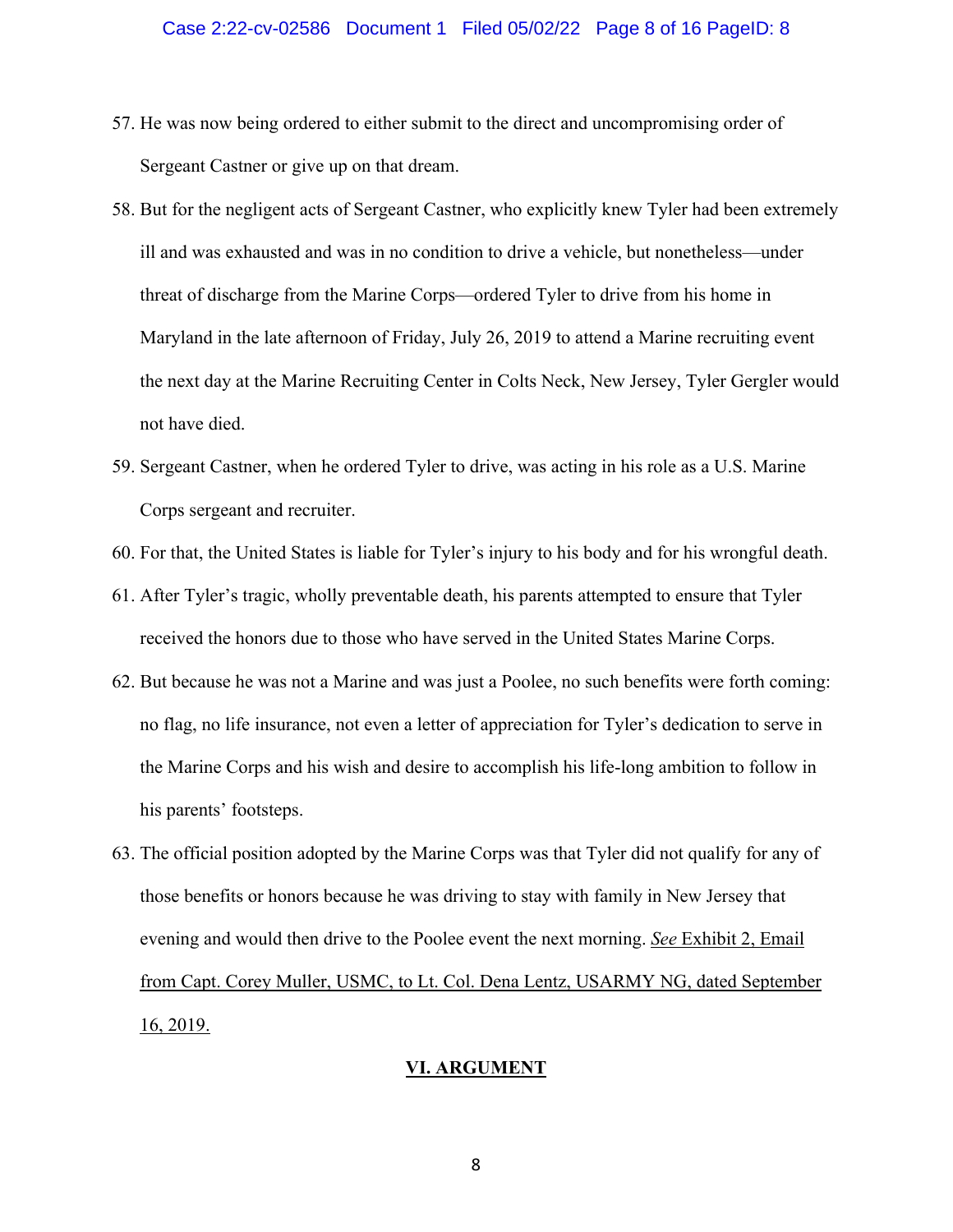57. He was now being ordered to either submit to the direct and uncompromising order of Sergeant Castner or give up on that dream.

58. But for the negligent acts of Sergeant Castner, who explicitly knew Tyler had been extremely ill and was exhausted and was in no condition to drive a vehicle, but nonetheless—under threat of discharge from the Marine Corps—ordered Tyler to drive from his home in Maryland in the late afternoon of Friday, July 26, 2019 to attend a Marine recruiting event the next day at the Marine Recruiting Center in Colts Neck, New Jersey, Tyler Gergler would not have died.

59. Sergeant Castner, when he ordered Tyler to drive, was acting in his role as a U.S. Marine Corps sergeant and recruiter.

60. For that, the United States is liable for Tyler's injury to his body and for his wrongful death.

61. After Tyler's tragic, wholly preventable death, his parents attempted to ensure that Tyler received the honors due to those who have served in the United States Marine Corps.

62. But because he was not a Marine and was just a Poolee, no such benefits were forth coming: no flag, no life insurance, not even a letter of appreciation for Tyler's dedication to serve in the Marine Corps and his wish and desire to accomplish his life-long ambition to follow in his parents' footsteps.

63. The official position adopted by the Marine Corps was that Tyler did not qualify for any of those benefits or honors because he was driving to stay with family in New Jersey that evening and would then drive to the Poolee event the next morning. *See* Exhibit 2, Email from Capt. Corey Muller, USMC, to Lt. Col. Dena Lentz, USARMY NG, dated September 16, 2019.

## VI. ARGUMENT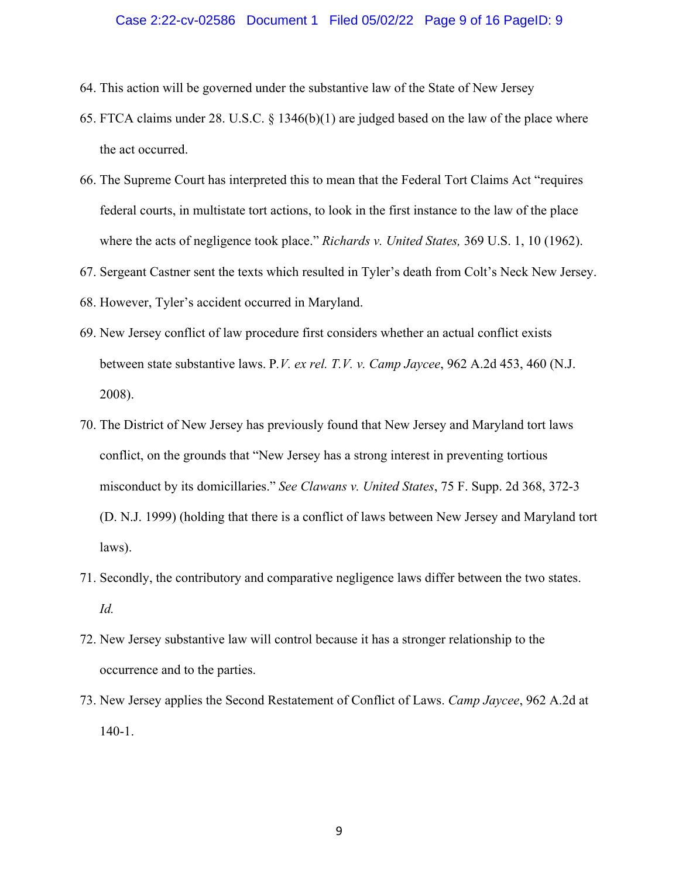64. This action will be governed under the substantive law of the State of New Jersey

65. FTCA claims under 28. U.S.C. § 1346(b)(1) are judged based on the law of the place where the act occurred.

66. The Supreme Court has interpreted this to mean that the Federal Tort Claims Act "requires federal courts, in multistate tort actions, to look in the first instance to the law of the place where the acts of negligence took place." *Richards v. United States,* 369 U.S. 1, 10 (1962).

67. Sergeant Castner sent the texts which resulted in Tyler's death from Colt's Neck New Jersey.

68. However, Tyler's accident occurred in Maryland.

69. New Jersey conflict of law procedure first considers whether an actual conflict exists between state substantive laws. P.*V. ex rel. T.V. v. Camp Jaycee*, 962 A.2d 453, 460 (N.J. 2008).

70. The District of New Jersey has previously found that New Jersey and Maryland tort laws conflict, on the grounds that "New Jersey has a strong interest in preventing tortious misconduct by its domicillaries." *See Clawans v. United States*, 75 F. Supp. 2d 368, 372-3 (D. N.J. 1999) (holding that there is a conflict of laws between New Jersey and Maryland tort laws).

71. Secondly, the contributory and comparative negligence laws differ between the two states. *Id.*

72. New Jersey substantive law will control because it has a stronger relationship to the occurrence and to the parties.

73. New Jersey applies the Second Restatement of Conflict of Laws. *Camp Jaycee*, 962 A.2d at 140-1.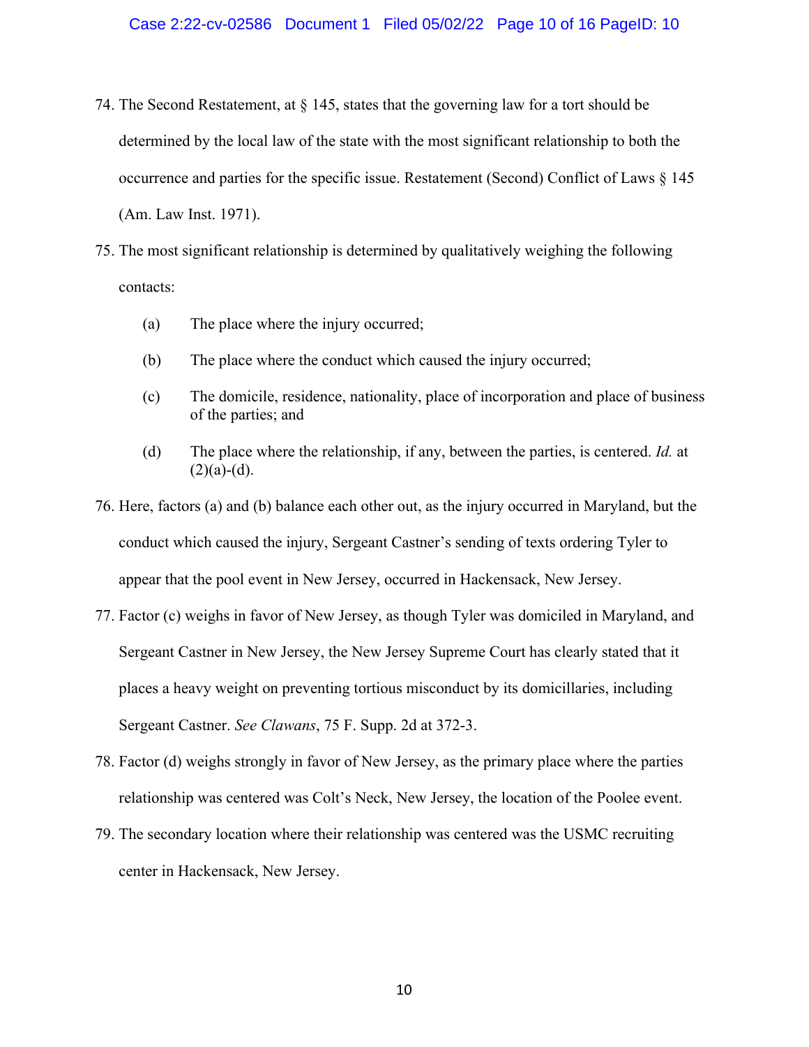74. The Second Restatement, at § 145, states that the governing law for a tort should be determined by the local law of the state with the most significant relationship to both the occurrence and parties for the specific issue. Restatement (Second) Conflict of Laws § 145 (Am. Law Inst. 1971).

75. The most significant relationship is determined by qualitatively weighing the following contacts:

    (a) The place where the injury occurred;

    (b) The place where the conduct which caused the injury occurred;

    (c) The domicile, residence, nationality, place of incorporation and place of business of the parties; and

    (d) The place where the relationship, if any, between the parties, is centered. *Id.* at (2)(a)-(d).

76. Here, factors (a) and (b) balance each other out, as the injury occurred in Maryland, but the conduct which caused the injury, Sergeant Castner's sending of texts ordering Tyler to appear that the pool event in New Jersey, occurred in Hackensack, New Jersey.

77. Factor (c) weighs in favor of New Jersey, as though Tyler was domiciled in Maryland, and Sergeant Castner in New Jersey, the New Jersey Supreme Court has clearly stated that it places a heavy weight on preventing tortious misconduct by its domicillaries, including Sergeant Castner. *See Clawans*, 75 F. Supp. 2d at 372-3.

78. Factor (d) weighs strongly in favor of New Jersey, as the primary place where the parties relationship was centered was Colt's Neck, New Jersey, the location of the Poolee event.

79. The secondary location where their relationship was centered was the USMC recruiting center in Hackensack, New Jersey.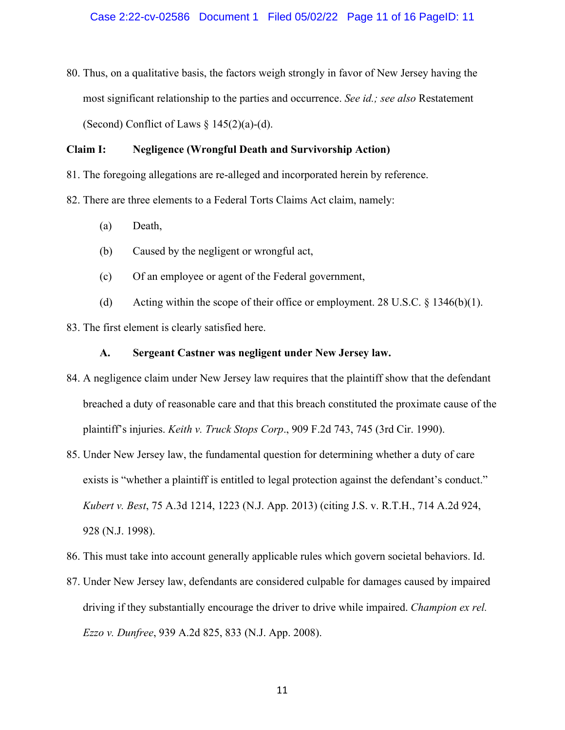80. Thus, on a qualitative basis, the factors weigh strongly in favor of New Jersey having the most significant relationship to the parties and occurrence. *See id.; see also* Restatement (Second) Conflict of Laws § 145(2)(a)-(d).

**Claim I: Negligence (Wrongful Death and Survivorship Action)**

81. The foregoing allegations are re-alleged and incorporated herein by reference.

82. There are three elements to a Federal Torts Claims Act claim, namely:

    (a) Death,

    (b) Caused by the negligent or wrongful act,

    (c) Of an employee or agent of the Federal government,

    (d) Acting within the scope of their office or employment. 28 U.S.C. § 1346(b)(1).

83. The first element is clearly satisfied here.

**A. Sergeant Castner was negligent under New Jersey law.**

84. A negligence claim under New Jersey law requires that the plaintiff show that the defendant breached a duty of reasonable care and that this breach constituted the proximate cause of the plaintiff's injuries. *Keith v. Truck Stops Corp*., 909 F.2d 743, 745 (3rd Cir. 1990).

85. Under New Jersey law, the fundamental question for determining whether a duty of care exists is "whether a plaintiff is entitled to legal protection against the defendant's conduct." *Kubert v. Best*, 75 A.3d 1214, 1223 (N.J. App. 2013) (citing J.S. v. R.T.H., 714 A.2d 924, 928 (N.J. 1998).

86. This must take into account generally applicable rules which govern societal behaviors. Id.

87. Under New Jersey law, defendants are considered culpable for damages caused by impaired driving if they substantially encourage the driver to drive while impaired. *Champion ex rel. Ezzo v. Dunfree*, 939 A.2d 825, 833 (N.J. App. 2008).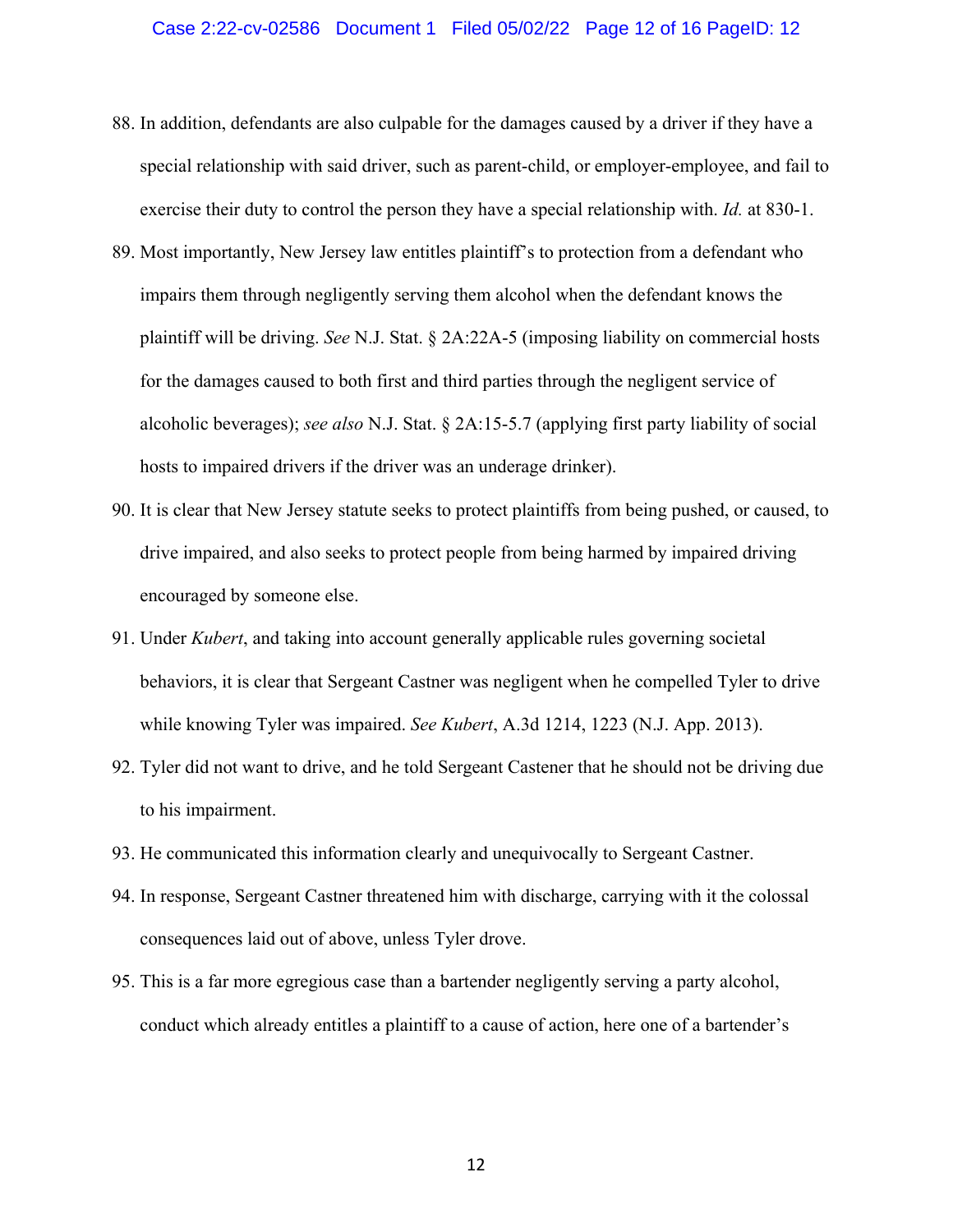88. In addition, defendants are also culpable for the damages caused by a driver if they have a special relationship with said driver, such as parent-child, or employer-employee, and fail to exercise their duty to control the person they have a special relationship with. *Id.* at 830-1.
89. Most importantly, New Jersey law entitles plaintiff's to protection from a defendant who impairs them through negligently serving them alcohol when the defendant knows the plaintiff will be driving. *See* N.J. Stat. § 2A:22A-5 (imposing liability on commercial hosts for the damages caused to both first and third parties through the negligent service of alcoholic beverages); *see also* N.J. Stat. § 2A:15-5.7 (applying first party liability of social hosts to impaired drivers if the driver was an underage drinker).
90. It is clear that New Jersey statute seeks to protect plaintiffs from being pushed, or caused, to drive impaired, and also seeks to protect people from being harmed by impaired driving encouraged by someone else.
91. Under *Kubert*, and taking into account generally applicable rules governing societal behaviors, it is clear that Sergeant Castner was negligent when he compelled Tyler to drive while knowing Tyler was impaired. *See Kubert*, A.3d 1214, 1223 (N.J. App. 2013).
92. Tyler did not want to drive, and he told Sergeant Castener that he should not be driving due to his impairment.
93. He communicated this information clearly and unequivocally to Sergeant Castner.
94. In response, Sergeant Castner threatened him with discharge, carrying with it the colossal consequences laid out of above, unless Tyler drove.
95. This is a far more egregious case than a bartender negligently serving a party alcohol, conduct which already entitles a plaintiff to a cause of action, here one of a bartender's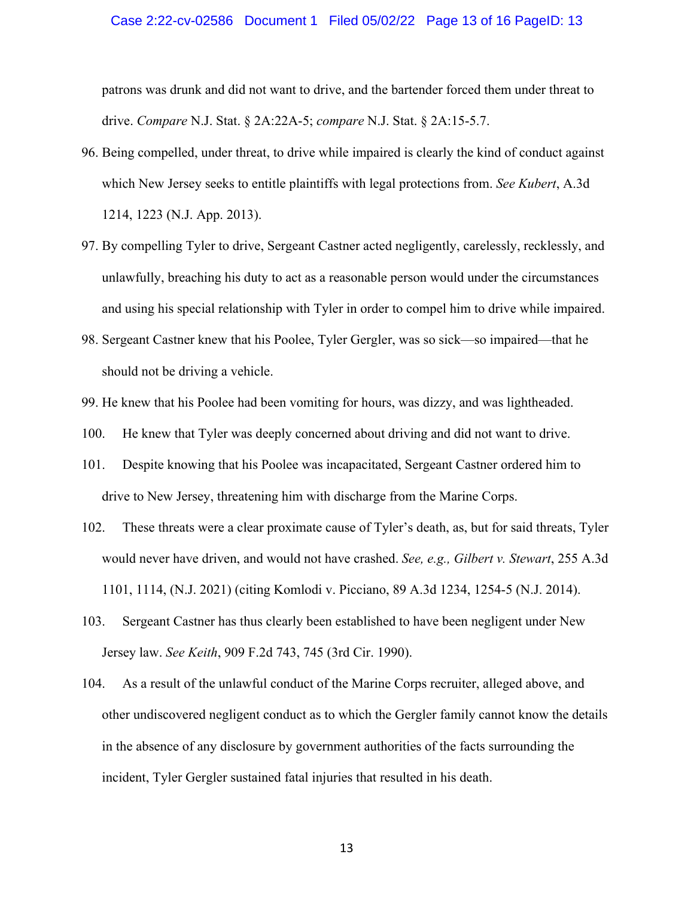patrons was drunk and did not want to drive, and the bartender forced them under threat to drive. *Compare* N.J. Stat. § 2A:22A-5; *compare* N.J. Stat. § 2A:15-5.7.

96. Being compelled, under threat, to drive while impaired is clearly the kind of conduct against which New Jersey seeks to entitle plaintiffs with legal protections from. *See Kubert*, A.3d 1214, 1223 (N.J. App. 2013).

97. By compelling Tyler to drive, Sergeant Castner acted negligently, carelessly, recklessly, and unlawfully, breaching his duty to act as a reasonable person would under the circumstances and using his special relationship with Tyler in order to compel him to drive while impaired.

98. Sergeant Castner knew that his Poolee, Tyler Gergler, was so sick—so impaired—that he should not be driving a vehicle.

99. He knew that his Poolee had been vomiting for hours, was dizzy, and was lightheaded.

100. He knew that Tyler was deeply concerned about driving and did not want to drive.

101. Despite knowing that his Poolee was incapacitated, Sergeant Castner ordered him to drive to New Jersey, threatening him with discharge from the Marine Corps.

102. These threats were a clear proximate cause of Tyler's death, as, but for said threats, Tyler would never have driven, and would not have crashed. *See, e.g., Gilbert v. Stewart*, 255 A.3d 1101, 1114, (N.J. 2021) (citing Komlodi v. Picciano, 89 A.3d 1234, 1254-5 (N.J. 2014).

103. Sergeant Castner has thus clearly been established to have been negligent under New Jersey law. *See Keith*, 909 F.2d 743, 745 (3rd Cir. 1990).

104. As a result of the unlawful conduct of the Marine Corps recruiter, alleged above, and other undiscovered negligent conduct as to which the Gergler family cannot know the details in the absence of any disclosure by government authorities of the facts surrounding the incident, Tyler Gergler sustained fatal injuries that resulted in his death.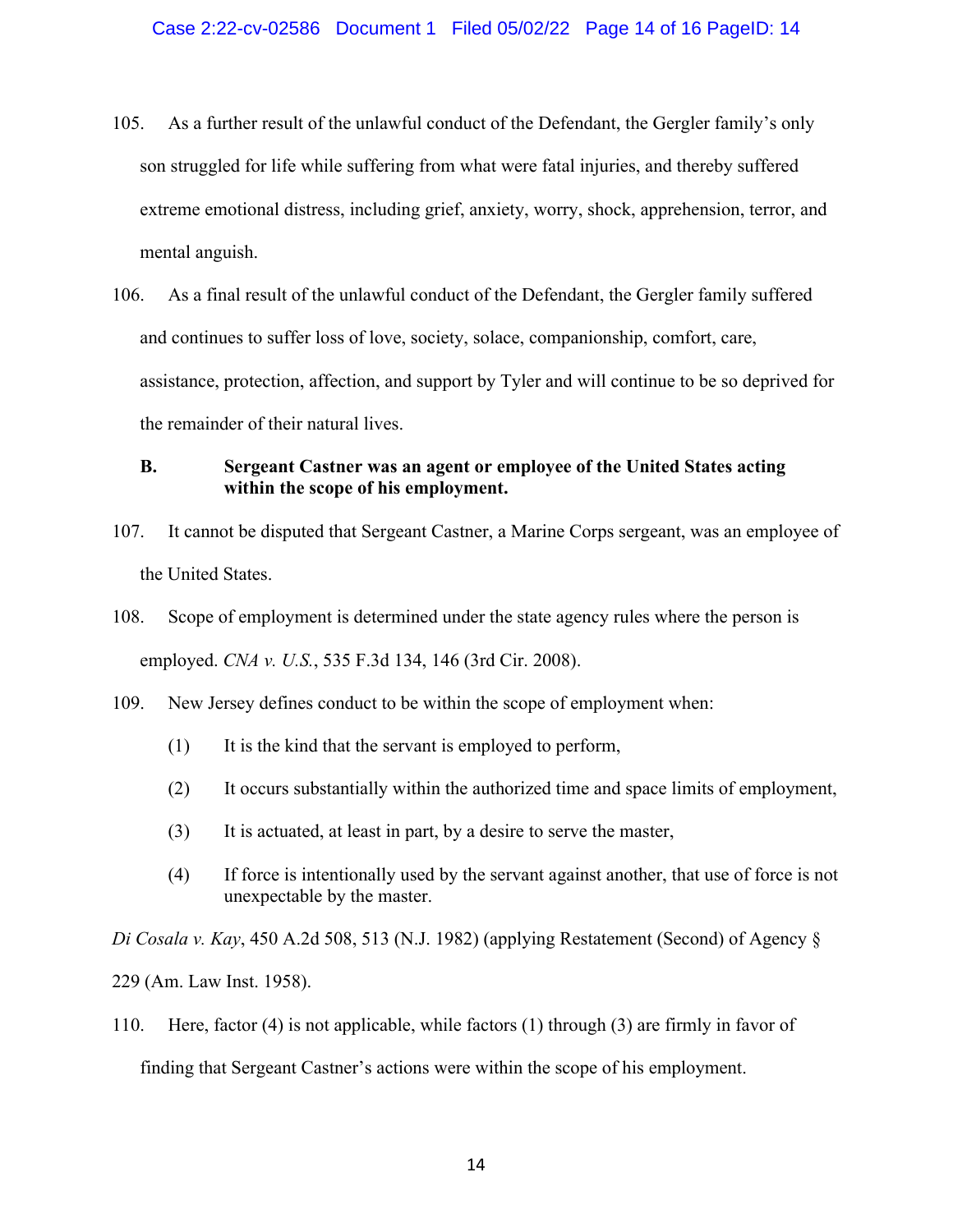105. As a further result of the unlawful conduct of the Defendant, the Gergler family's only son struggled for life while suffering from what were fatal injuries, and thereby suffered extreme emotional distress, including grief, anxiety, worry, shock, apprehension, terror, and mental anguish.

106. As a final result of the unlawful conduct of the Defendant, the Gergler family suffered and continues to suffer loss of love, society, solace, companionship, comfort, care, assistance, protection, affection, and support by Tyler and will continue to be so deprived for the remainder of their natural lives.

### B. Sergeant Castner was an agent or employee of the United States acting within the scope of his employment.

107. It cannot be disputed that Sergeant Castner, a Marine Corps sergeant, was an employee of the United States.

108. Scope of employment is determined under the state agency rules where the person is employed. *CNA v. U.S.*, 535 F.3d 134, 146 (3rd Cir. 2008).

109. New Jersey defines conduct to be within the scope of employment when:

(1) It is the kind that the servant is employed to perform,

(2) It occurs substantially within the authorized time and space limits of employment,

(3) It is actuated, at least in part, by a desire to serve the master,

(4) If force is intentionally used by the servant against another, that use of force is not unexpectable by the master.

*Di Cosala v. Kay*, 450 A.2d 508, 513 (N.J. 1982) (applying Restatement (Second) of Agency § 229 (Am. Law Inst. 1958).

110. Here, factor (4) is not applicable, while factors (1) through (3) are firmly in favor of finding that Sergeant Castner's actions were within the scope of his employment.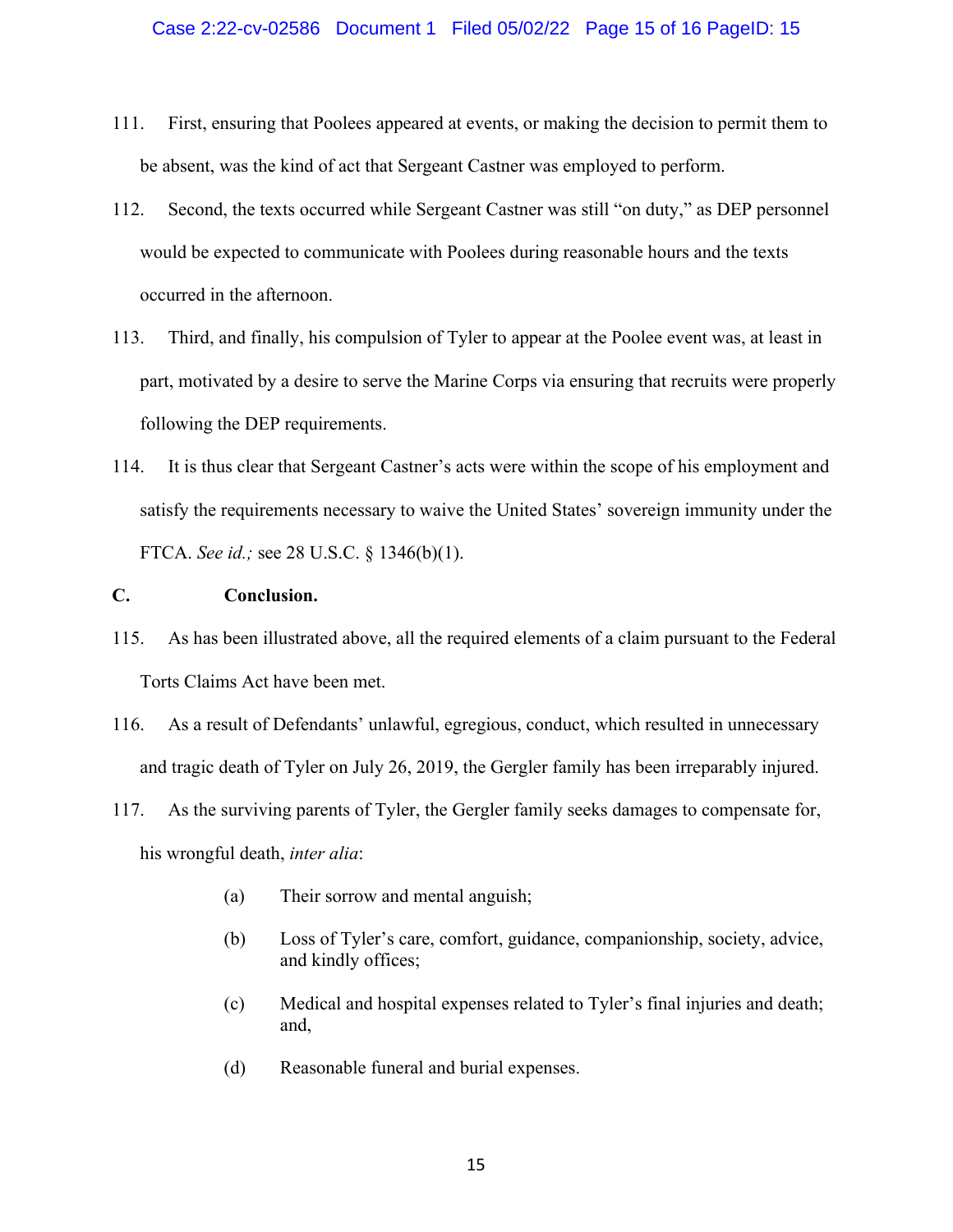111. First, ensuring that Poolees appeared at events, or making the decision to permit them to be absent, was the kind of act that Sergeant Castner was employed to perform.

112. Second, the texts occurred while Sergeant Castner was still "on duty," as DEP personnel would be expected to communicate with Poolees during reasonable hours and the texts occurred in the afternoon.

113. Third, and finally, his compulsion of Tyler to appear at the Poolee event was, at least in part, motivated by a desire to serve the Marine Corps via ensuring that recruits were properly following the DEP requirements.

114. It is thus clear that Sergeant Castner's acts were within the scope of his employment and satisfy the requirements necessary to waive the United States' sovereign immunity under the FTCA. *See id.;* see 28 U.S.C. § 1346(b)(1).

**C. Conclusion.**

115. As has been illustrated above, all the required elements of a claim pursuant to the Federal Torts Claims Act have been met.

116. As a result of Defendants' unlawful, egregious, conduct, which resulted in unnecessary and tragic death of Tyler on July 26, 2019, the Gergler family has been irreparably injured.

117. As the surviving parents of Tyler, the Gergler family seeks damages to compensate for, his wrongful death, *inter alia*:

(a) Their sorrow and mental anguish;

(b) Loss of Tyler's care, comfort, guidance, companionship, society, advice, and kindly offices;

(c) Medical and hospital expenses related to Tyler's final injuries and death; and,

(d) Reasonable funeral and burial expenses.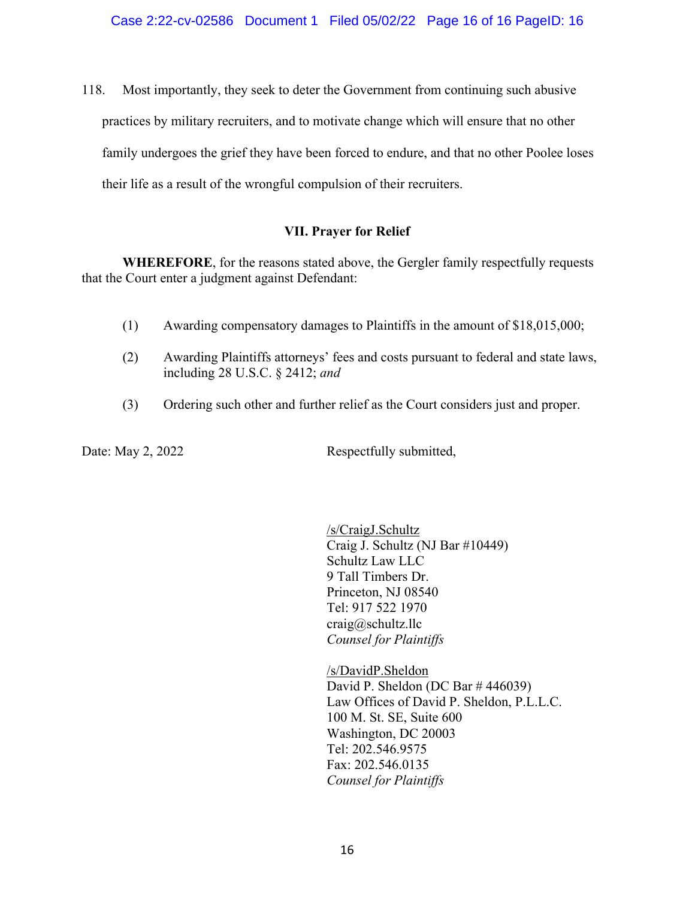118. Most importantly, they seek to deter the Government from continuing such abusive practices by military recruiters, and to motivate change which will ensure that no other family undergoes the grief they have been forced to endure, and that no other Poolee loses their life as a result of the wrongful compulsion of their recruiters.

## VII. Prayer for Relief

**WHEREFORE**, for the reasons stated above, the Gergler family respectfully requests that the Court enter a judgment against Defendant:

(1) Awarding compensatory damages to Plaintiffs in the amount of $18,015,000;

(2) Awarding Plaintiffs attorneys' fees and costs pursuant to federal and state laws, including 28 U.S.C. § 2412; *and*

(3) Ordering such other and further relief as the Court considers just and proper.

Date: May 2, 2022

Respectfully submitted,

/s/CraigJ.Schultz
Craig J. Schultz (NJ Bar #10449)
Schultz Law LLC
9 Tall Timbers Dr.
Princeton, NJ 08540
Tel: 917 522 1970
craig@schultz.llc
*Counsel for Plaintiffs*

/s/DavidP.Sheldon
David P. Sheldon (DC Bar # 446039)
Law Offices of David P. Sheldon, P.L.L.C.
100 M. St. SE, Suite 600
Washington, DC 20003
Tel: 202.546.9575
Fax: 202.546.0135
*Counsel for Plaintiffs*